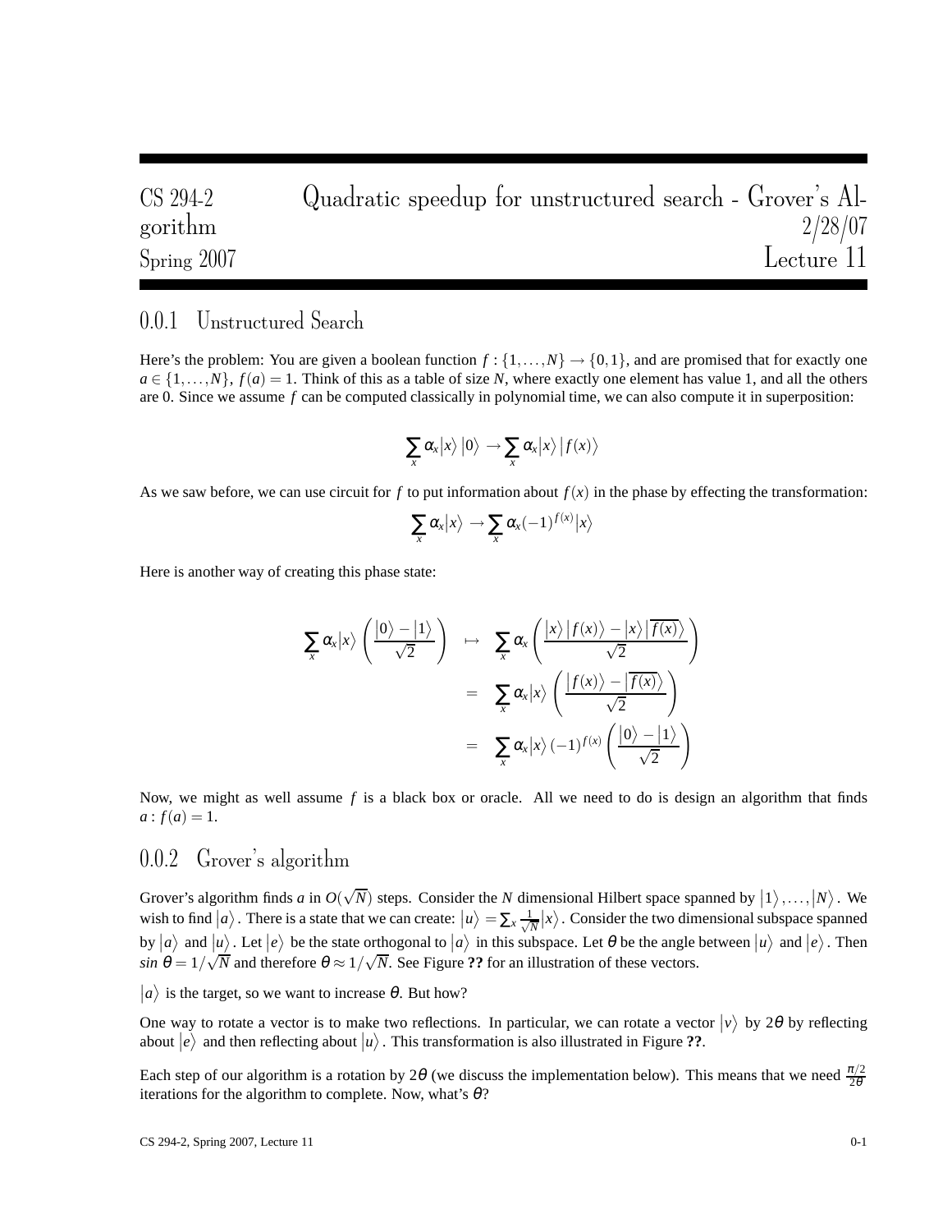CS 294-2 Quadratic speedup for unstructured search - Grover's Algorithm 2/28/07
Spring 2007 Lecture 11

### 0.0.1 Unstructured Search

Here's the problem: You are given a boolean function $f : \{1,\ldots,N\} \to \{0,1\}$, and are promised that for exactly one $a \in \{1,\ldots,N\}$, $f(a) = 1$. Think of this as a table of size $N$, where exactly one element has value 1, and all the others are 0. Since we assume $f$ can be computed classically in polynomial time, we can also compute it in superposition:

$$\sum_x \alpha_x |x\rangle\, |0\rangle \to \sum_x \alpha_x |x\rangle\, |f(x)\rangle$$

As we saw before, we can use circuit for $f$ to put information about $f(x)$ in the phase by effecting the transformation:

$$\sum_x \alpha_x |x\rangle \to \sum_x \alpha_x (-1)^{f(x)} |x\rangle$$

Here is another way of creating this phase state:

$$\begin{aligned}
\sum_x \alpha_x |x\rangle \left( \frac{|0\rangle - |1\rangle}{\sqrt{2}} \right) &\mapsto \sum_x \alpha_x \left( \frac{|x\rangle\, |f(x)\rangle - |x\rangle\, |\overline{f(x)}\rangle}{\sqrt{2}} \right) \\
&= \sum_x \alpha_x |x\rangle \left( \frac{|f(x)\rangle - |\overline{f(x)}\rangle}{\sqrt{2}} \right) \\
&= \sum_x \alpha_x |x\rangle\, (-1)^{f(x)} \left( \frac{|0\rangle - |1\rangle}{\sqrt{2}} \right)
\end{aligned}$$

Now, we might as well assume $f$ is a black box or oracle. All we need to do is design an algorithm that finds $a : f(a) = 1$.

### 0.0.2 Grover's algorithm

Grover's algorithm finds $a$ in $O(\sqrt{N})$ steps. Consider the $N$ dimensional Hilbert space spanned by $|1\rangle, \ldots, |N\rangle$. We wish to find $|a\rangle$. There is a state that we can create: $|u\rangle = \sum_x \frac{1}{\sqrt{N}} |x\rangle$. Consider the two dimensional subspace spanned by $|a\rangle$ and $|u\rangle$. Let $|e\rangle$ be the state orthogonal to $|a\rangle$ in this subspace. Let $\theta$ be the angle between $|u\rangle$ and $|e\rangle$. Then $\sin\theta = 1/\sqrt{N}$ and therefore $\theta \approx 1/\sqrt{N}$. See Figure **??** for an illustration of these vectors.

$|a\rangle$ is the target, so we want to increase $\theta$. But how?

One way to rotate a vector is to make two reflections. In particular, we can rotate a vector $|v\rangle$ by $2\theta$ by reflecting about $|e\rangle$ and then reflecting about $|u\rangle$. This transformation is also illustrated in Figure **??**.

Each step of our algorithm is a rotation by $2\theta$ (we discuss the implementation below). This means that we need $\frac{\pi/2}{2\theta}$ iterations for the algorithm to complete. Now, what's $\theta$?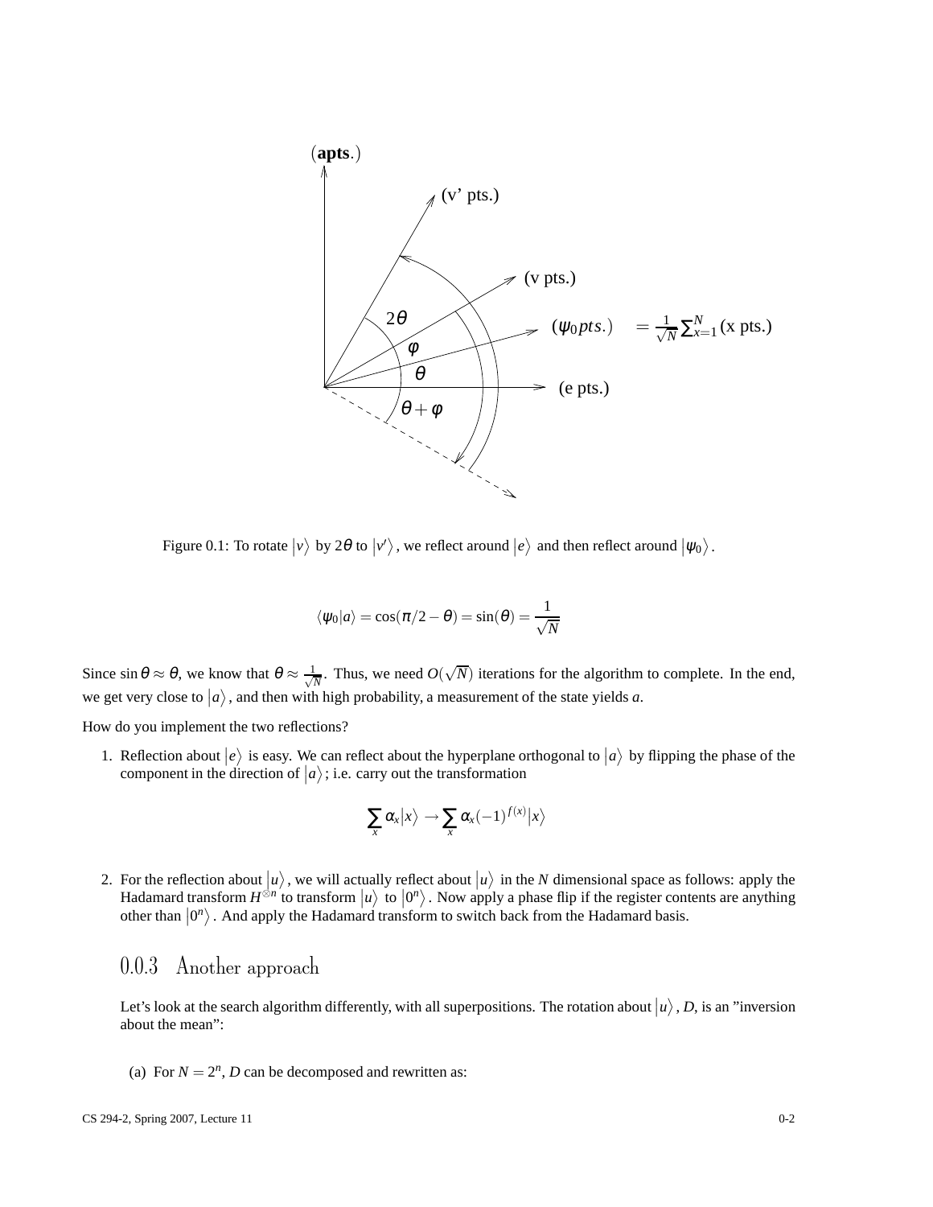Figure 0.1: To rotate $|v\rangle$ by $2\theta$ to $|v'\rangle$, we reflect around $|e\rangle$ and then reflect around $|\psi_0\rangle$.

$$\langle\psi_0|a\rangle = \cos(\pi/2 - \theta) = \sin(\theta) = \frac{1}{\sqrt{N}}$$

Since $\sin\theta \approx \theta$, we know that $\theta \approx \frac{1}{\sqrt{N}}$. Thus, we need $O(\sqrt{N})$ iterations for the algorithm to complete. In the end, we get very close to $|a\rangle$, and then with high probability, a measurement of the state yields $a$.

How do you implement the two reflections?

1. Reflection about $|e\rangle$ is easy. We can reflect about the hyperplane orthogonal to $|a\rangle$ by flipping the phase of the component in the direction of $|a\rangle$; i.e. carry out the transformation

$$\sum_x \alpha_x |x\rangle \rightarrow \sum_x \alpha_x (-1)^{f(x)} |x\rangle$$

2. For the reflection about $|u\rangle$, we will actually reflect about $|u\rangle$ in the $N$ dimensional space as follows: apply the Hadamard transform $H^{\otimes n}$ to transform $|u\rangle$ to $|0^n\rangle$. Now apply a phase flip if the register contents are anything other than $|0^n\rangle$. And apply the Hadamard transform to switch back from the Hadamard basis.

### 0.0.3 Another approach

Let's look at the search algorithm differently, with all superpositions. The rotation about $|u\rangle$, $D$, is an "inversion about the mean":

(a) For $N = 2^n$, $D$ can be decomposed and rewritten as: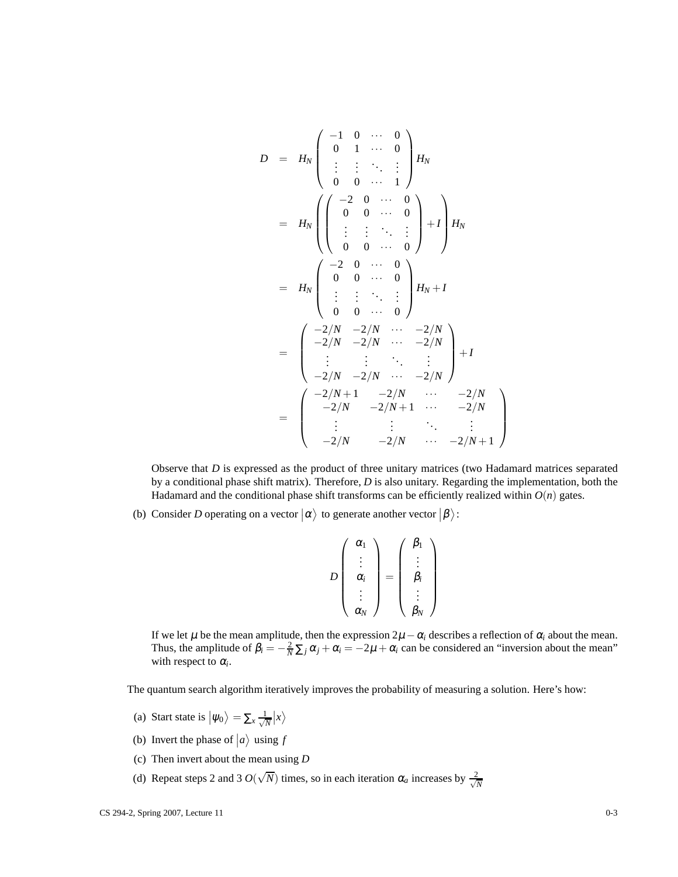$$
\begin{aligned}
D &= H_N \begin{pmatrix} -1 & 0 & \cdots & 0 \\ 0 & 1 & \cdots & 0 \\ \vdots & \vdots & \ddots & \vdots \\ 0 & 0 & \cdots & 1 \end{pmatrix} H_N \\
&= H_N \left( \begin{pmatrix} -2 & 0 & \cdots & 0 \\ 0 & 0 & \cdots & 0 \\ \vdots & \vdots & \ddots & \vdots \\ 0 & 0 & \cdots & 0 \end{pmatrix} + I \right) H_N \\
&= H_N \begin{pmatrix} -2 & 0 & \cdots & 0 \\ 0 & 0 & \cdots & 0 \\ \vdots & \vdots & \ddots & \vdots \\ 0 & 0 & \cdots & 0 \end{pmatrix} H_N + I \\
&= \begin{pmatrix} -2/N & -2/N & \cdots & -2/N \\ -2/N & -2/N & \cdots & -2/N \\ \vdots & \vdots & \ddots & \vdots \\ -2/N & -2/N & \cdots & -2/N \end{pmatrix} + I \\
&= \begin{pmatrix} -2/N+1 & -2/N & \cdots & -2/N \\ -2/N & -2/N+1 & \cdots & -2/N \\ \vdots & \vdots & \ddots & \vdots \\ -2/N & -2/N & \cdots & -2/N+1 \end{pmatrix}
\end{aligned}
$$

Observe that $D$ is expressed as the product of three unitary matrices (two Hadamard matrices separated by a conditional phase shift matrix). Therefore, $D$ is also unitary. Regarding the implementation, both the Hadamard and the conditional phase shift transforms can be efficiently realized within $O(n)$ gates.

(b) Consider $D$ operating on a vector $|\alpha\rangle$ to generate another vector $|\beta\rangle$:

$$
D \begin{pmatrix} \alpha_1 \\ \vdots \\ \alpha_i \\ \vdots \\ \alpha_N \end{pmatrix} = \begin{pmatrix} \beta_1 \\ \vdots \\ \beta_i \\ \vdots \\ \beta_N \end{pmatrix}
$$

If we let $\mu$ be the mean amplitude, then the expression $2\mu - \alpha_i$ describes a reflection of $\alpha_i$ about the mean. Thus, the amplitude of $\beta_i = -\frac{2}{N}\sum_j \alpha_j + \alpha_i = -2\mu + \alpha_i$ can be considered an "inversion about the mean" with respect to $\alpha_i$.

The quantum search algorithm iteratively improves the probability of measuring a solution. Here's how:

(a) Start state is $|\psi_0\rangle = \sum_x \frac{1}{\sqrt{N}}|x\rangle$

(b) Invert the phase of $|a\rangle$ using $f$

(c) Then invert about the mean using $D$

(d) Repeat steps 2 and 3 $O(\sqrt{N})$ times, so in each iteration $\alpha_a$ increases by $\frac{2}{\sqrt{N}}$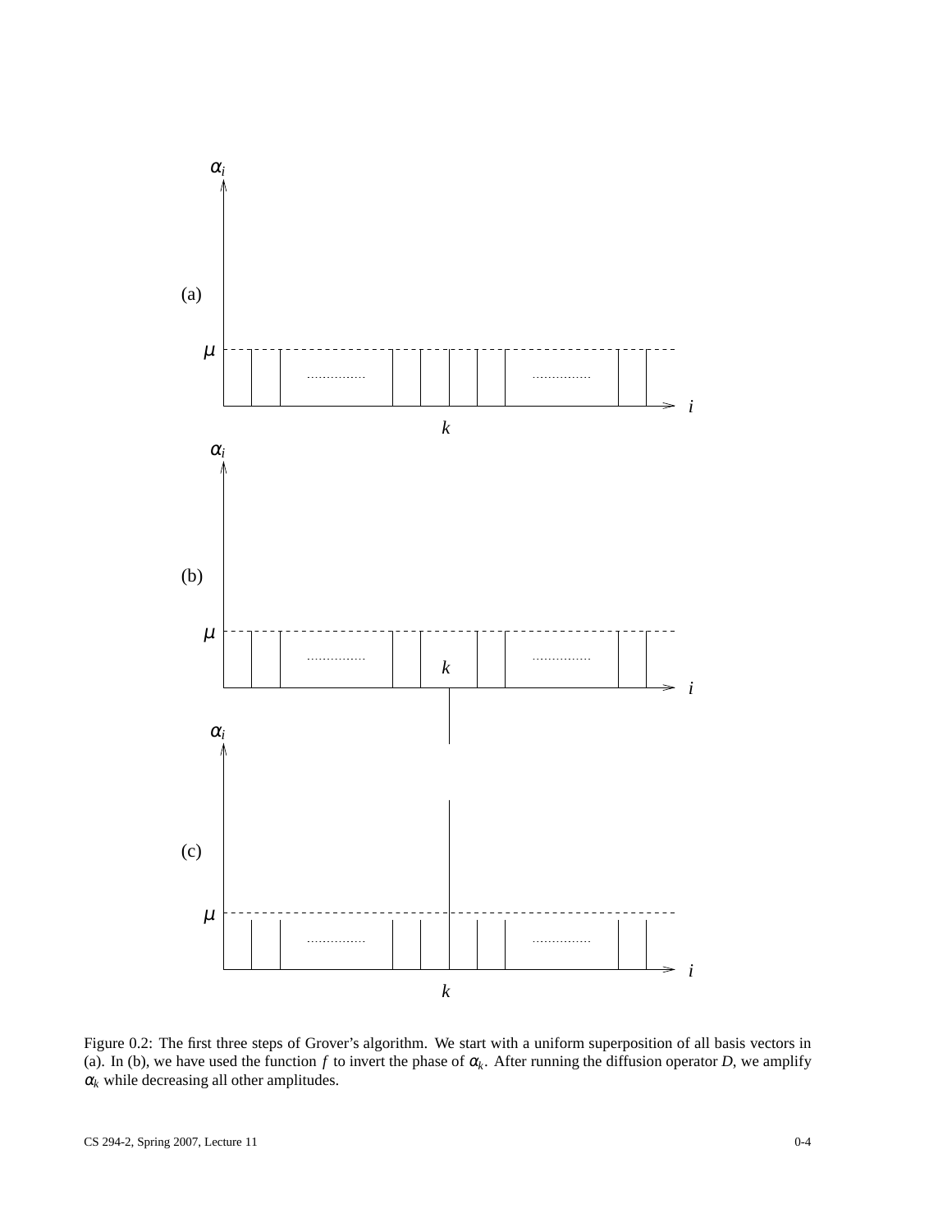Figure 0.2: The first three steps of Grover's algorithm. We start with a uniform superposition of all basis vectors in (a). In (b), we have used the function $f$ to invert the phase of $\alpha_k$. After running the diffusion operator $D$, we amplify $\alpha_k$ while decreasing all other amplitudes.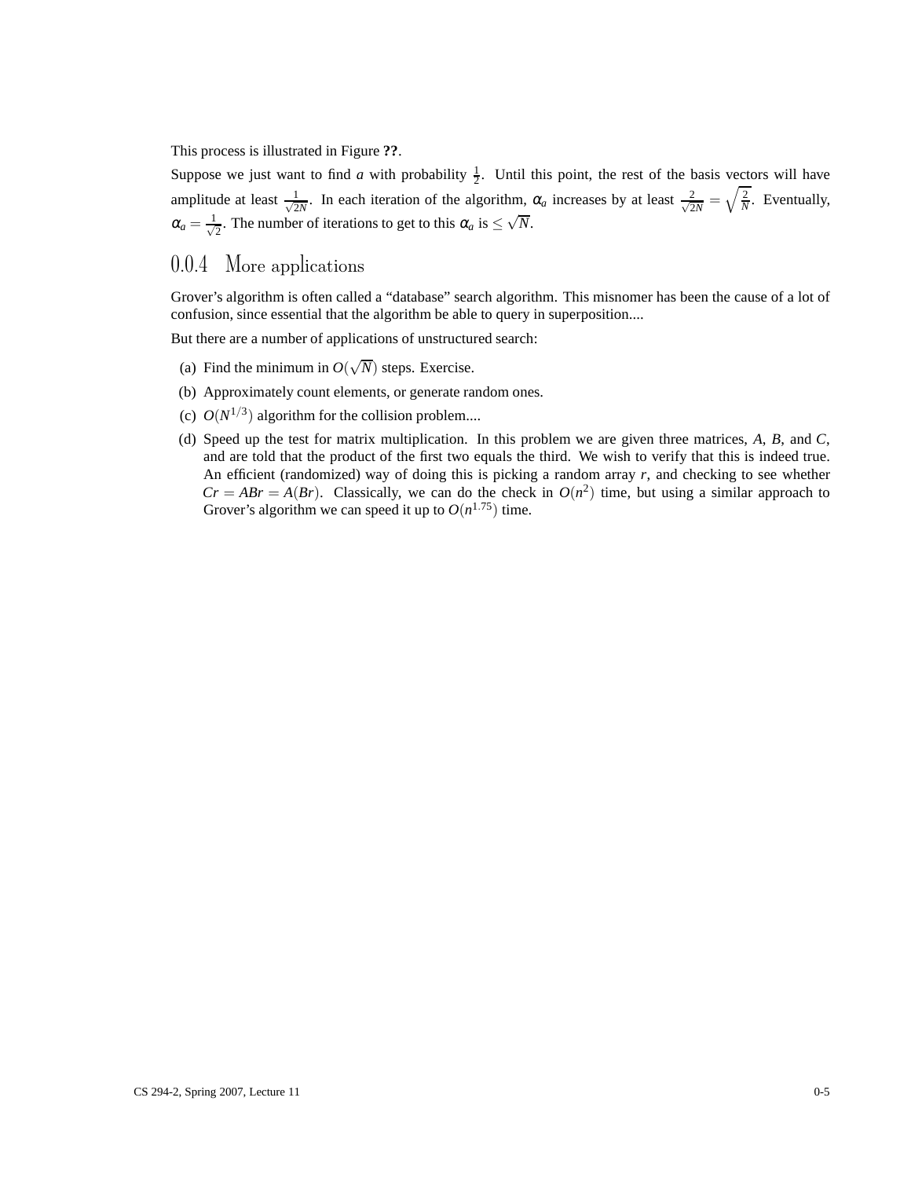This process is illustrated in Figure **??**.

Suppose we just want to find $a$ with probability $\frac{1}{2}$. Until this point, the rest of the basis vectors will have amplitude at least $\frac{1}{\sqrt{2N}}$. In each iteration of the algorithm, $\alpha_a$ increases by at least $\frac{2}{\sqrt{2N}} = \sqrt{\frac{2}{N}}$. Eventually, $\alpha_a = \frac{1}{\sqrt{2}}$. The number of iterations to get to this $\alpha_a$ is $\leq \sqrt{N}$.

### 0.0.4 More applications

Grover's algorithm is often called a "database" search algorithm. This misnomer has been the cause of a lot of confusion, since essential that the algorithm be able to query in superposition....

But there are a number of applications of unstructured search:

(a) Find the minimum in $O(\sqrt{N})$ steps. Exercise.

(b) Approximately count elements, or generate random ones.

(c) $O(N^{1/3})$ algorithm for the collision problem....

(d) Speed up the test for matrix multiplication. In this problem we are given three matrices, $A$, $B$, and $C$, and are told that the product of the first two equals the third. We wish to verify that this is indeed true. An efficient (randomized) way of doing this is picking a random array $r$, and checking to see whether $Cr = ABr = A(Br)$. Classically, we can do the check in $O(n^2)$ time, but using a similar approach to Grover's algorithm we can speed it up to $O(n^{1.75})$ time.